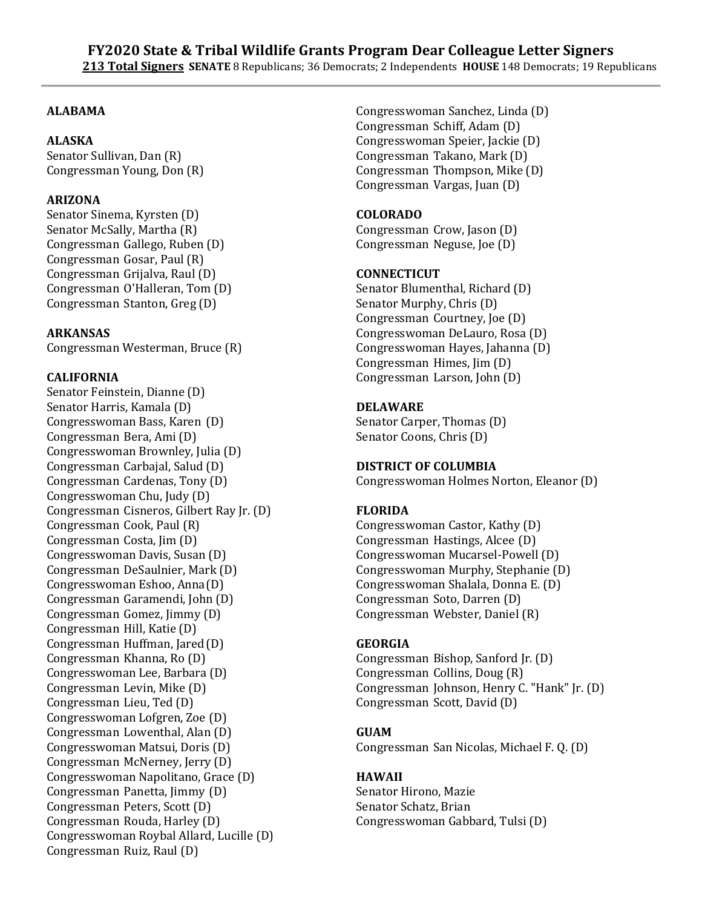# FY2020 State & Tribal Wildlife Grants Program Dear Colleague Letter Signers

**213 Total Signers** **SENATE** 8 Republicans; 36 Democrats; 2 Independents **HOUSE** 148 Democrats; 19 Republicans

**ALABAMA**

**ALASKA**

Senator Sullivan, Dan (R)
Congressman Young, Don (R)

**ARIZONA**

Senator Sinema, Kyrsten (D)
Senator McSally, Martha (R)
Congressman Gallego, Ruben (D)
Congressman Gosar, Paul (R)
Congressman Grijalva, Raul (D)
Congressman O'Halleran, Tom (D)
Congressman Stanton, Greg (D)

**ARKANSAS**

Congressman Westerman, Bruce (R)

**CALIFORNIA**

Senator Feinstein, Dianne (D)
Senator Harris, Kamala (D)
Congresswoman Bass, Karen (D)
Congressman Bera, Ami (D)
Congresswoman Brownley, Julia (D)
Congressman Carbajal, Salud (D)
Congressman Cardenas, Tony (D)
Congresswoman Chu, Judy (D)
Congressman Cisneros, Gilbert Ray Jr. (D)
Congressman Cook, Paul (R)
Congressman Costa, Jim (D)
Congresswoman Davis, Susan (D)
Congressman DeSaulnier, Mark (D)
Congresswoman Eshoo, Anna (D)
Congressman Garamendi, John (D)
Congressman Gomez, Jimmy (D)
Congressman Hill, Katie (D)
Congressman Huffman, Jared (D)
Congressman Khanna, Ro (D)
Congresswoman Lee, Barbara (D)
Congressman Levin, Mike (D)
Congressman Lieu, Ted (D)
Congresswoman Lofgren, Zoe (D)
Congressman Lowenthal, Alan (D)
Congresswoman Matsui, Doris (D)
Congressman McNerney, Jerry (D)
Congresswoman Napolitano, Grace (D)
Congressman Panetta, Jimmy (D)
Congressman Peters, Scott (D)
Congressman Rouda, Harley (D)
Congresswoman Roybal Allard, Lucille (D)
Congressman Ruiz, Raul (D)
Congresswoman Sanchez, Linda (D)
Congressman Schiff, Adam (D)
Congresswoman Speier, Jackie (D)
Congressman Takano, Mark (D)
Congressman Thompson, Mike (D)
Congressman Vargas, Juan (D)

**COLORADO**

Congressman Crow, Jason (D)
Congressman Neguse, Joe (D)

**CONNECTICUT**

Senator Blumenthal, Richard (D)
Senator Murphy, Chris (D)
Congressman Courtney, Joe (D)
Congresswoman DeLauro, Rosa (D)
Congresswoman Hayes, Jahanna (D)
Congressman Himes, Jim (D)
Congressman Larson, John (D)

**DELAWARE**

Senator Carper, Thomas (D)
Senator Coons, Chris (D)

**DISTRICT OF COLUMBIA**

Congresswoman Holmes Norton, Eleanor (D)

**FLORIDA**

Congresswoman Castor, Kathy (D)
Congressman Hastings, Alcee (D)
Congresswoman Mucarsel-Powell (D)
Congresswoman Murphy, Stephanie (D)
Congresswoman Shalala, Donna E. (D)
Congressman Soto, Darren (D)
Congressman Webster, Daniel (R)

**GEORGIA**

Congressman Bishop, Sanford Jr. (D)
Congressman Collins, Doug (R)
Congressman Johnson, Henry C. "Hank" Jr. (D)
Congressman Scott, David (D)

**GUAM**

Congressman San Nicolas, Michael F. Q. (D)

**HAWAII**

Senator Hirono, Mazie
Senator Schatz, Brian
Congresswoman Gabbard, Tulsi (D)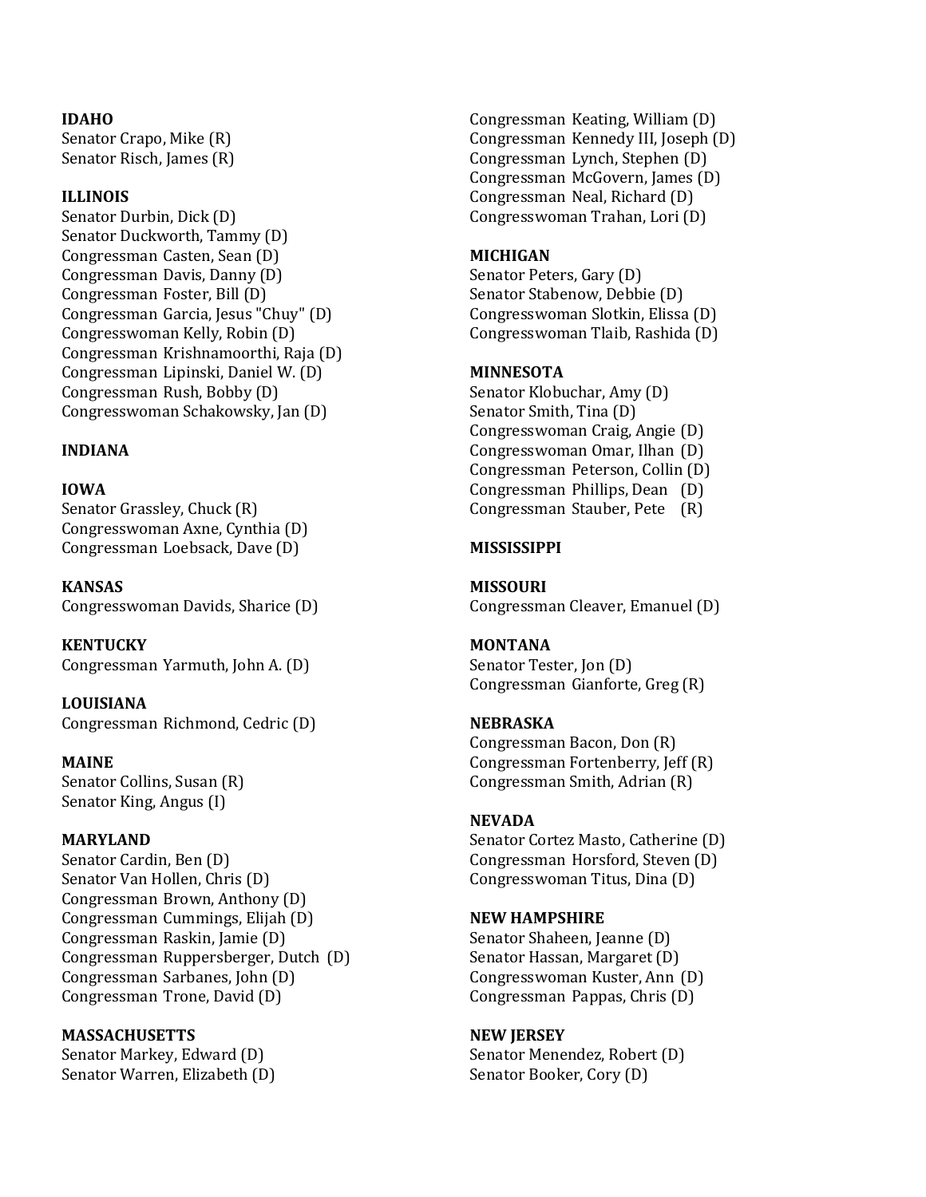**IDAHO**
Senator Crapo, Mike (R)
Senator Risch, James (R)

**ILLINOIS**
Senator Durbin, Dick (D)
Senator Duckworth, Tammy (D)
Congressman Casten, Sean (D)
Congressman Davis, Danny (D)
Congressman Foster, Bill (D)
Congressman Garcia, Jesus "Chuy" (D)
Congresswoman Kelly, Robin (D)
Congressman Krishnamoorthi, Raja (D)
Congressman Lipinski, Daniel W. (D)
Congressman Rush, Bobby (D)
Congresswoman Schakowsky, Jan (D)

**INDIANA**

**IOWA**
Senator Grassley, Chuck (R)
Congresswoman Axne, Cynthia (D)
Congressman Loebsack, Dave (D)

**KANSAS**
Congresswoman Davids, Sharice (D)

**KENTUCKY**
Congressman Yarmuth, John A. (D)

**LOUISIANA**
Congressman Richmond, Cedric (D)

**MAINE**
Senator Collins, Susan (R)
Senator King, Angus (I)

**MARYLAND**
Senator Cardin, Ben (D)
Senator Van Hollen, Chris (D)
Congressman Brown, Anthony (D)
Congressman Cummings, Elijah (D)
Congressman Raskin, Jamie (D)
Congressman Ruppersberger, Dutch (D)
Congressman Sarbanes, John (D)
Congressman Trone, David (D)

**MASSACHUSETTS**
Senator Markey, Edward (D)
Senator Warren, Elizabeth (D)
Congressman Keating, William (D)
Congressman Kennedy III, Joseph (D)
Congressman Lynch, Stephen (D)
Congressman McGovern, James (D)
Congressman Neal, Richard (D)
Congresswoman Trahan, Lori (D)

**MICHIGAN**
Senator Peters, Gary (D)
Senator Stabenow, Debbie (D)
Congresswoman Slotkin, Elissa (D)
Congresswoman Tlaib, Rashida (D)

**MINNESOTA**
Senator Klobuchar, Amy (D)
Senator Smith, Tina (D)
Congresswoman Craig, Angie (D)
Congresswoman Omar, Ilhan (D)
Congressman Peterson, Collin (D)
Congressman Phillips, Dean (D)
Congressman Stauber, Pete (R)

**MISSISSIPPI**

**MISSOURI**
Congressman Cleaver, Emanuel (D)

**MONTANA**
Senator Tester, Jon (D)
Congressman Gianforte, Greg (R)

**NEBRASKA**
Congressman Bacon, Don (R)
Congressman Fortenberry, Jeff (R)
Congressman Smith, Adrian (R)

**NEVADA**
Senator Cortez Masto, Catherine (D)
Congressman Horsford, Steven (D)
Congresswoman Titus, Dina (D)

**NEW HAMPSHIRE**
Senator Shaheen, Jeanne (D)
Senator Hassan, Margaret (D)
Congresswoman Kuster, Ann (D)
Congressman Pappas, Chris (D)

**NEW JERSEY**
Senator Menendez, Robert (D)
Senator Booker, Cory (D)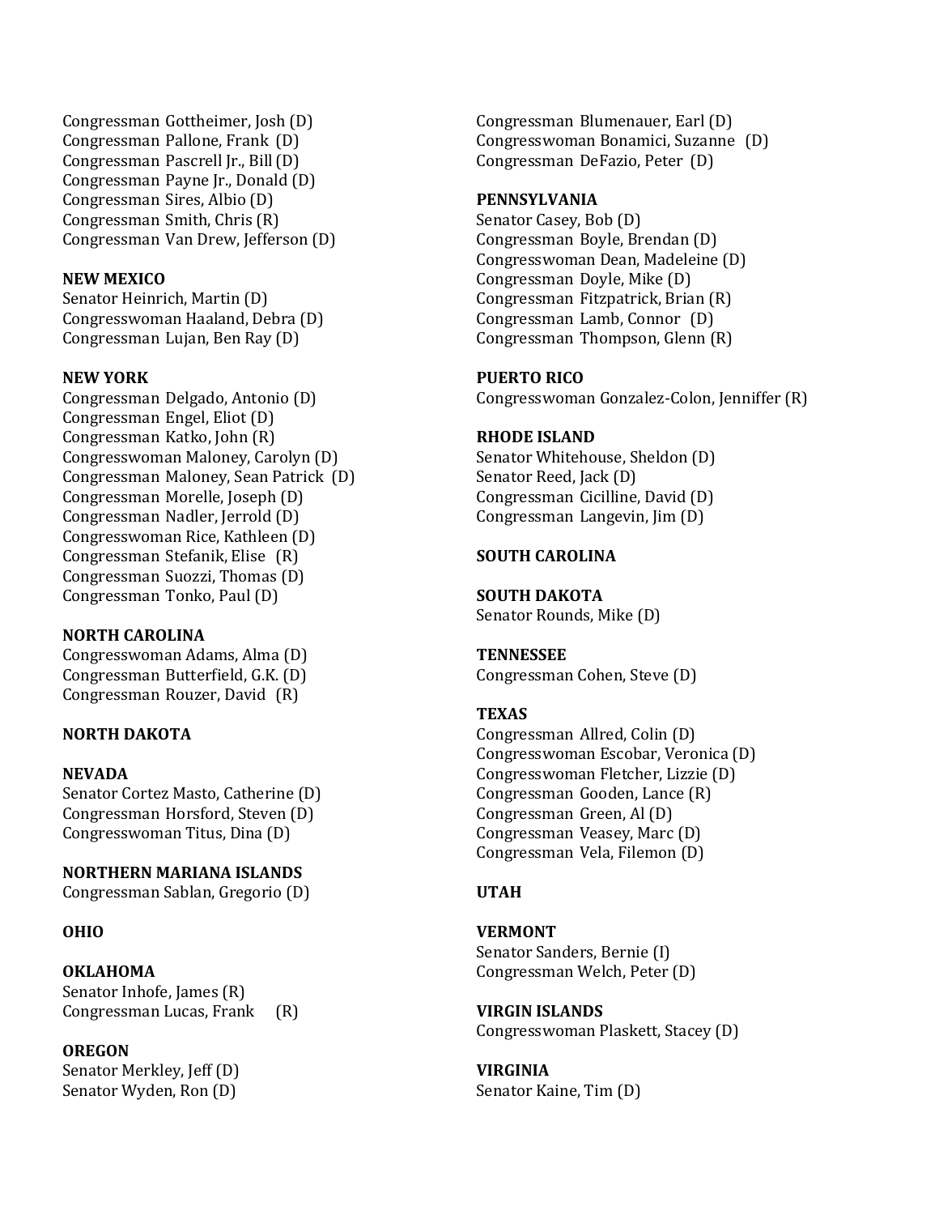Congressman Gottheimer, Josh (D)
Congressman Pallone, Frank (D)
Congressman Pascrell Jr., Bill (D)
Congressman Payne Jr., Donald (D)
Congressman Sires, Albio (D)
Congressman Smith, Chris (R)
Congressman Van Drew, Jefferson (D)

**NEW MEXICO**
Senator Heinrich, Martin (D)
Congresswoman Haaland, Debra (D)
Congressman Lujan, Ben Ray (D)

**NEW YORK**
Congressman Delgado, Antonio (D)
Congressman Engel, Eliot (D)
Congressman Katko, John (R)
Congresswoman Maloney, Carolyn (D)
Congressman Maloney, Sean Patrick (D)
Congressman Morelle, Joseph (D)
Congressman Nadler, Jerrold (D)
Congresswoman Rice, Kathleen (D)
Congressman Stefanik, Elise (R)
Congressman Suozzi, Thomas (D)
Congressman Tonko, Paul (D)

**NORTH CAROLINA**
Congresswoman Adams, Alma (D)
Congressman Butterfield, G.K. (D)
Congressman Rouzer, David (R)

**NORTH DAKOTA**

**NEVADA**
Senator Cortez Masto, Catherine (D)
Congressman Horsford, Steven (D)
Congresswoman Titus, Dina (D)

**NORTHERN MARIANA ISLANDS**
Congressman Sablan, Gregorio (D)

**OHIO**

**OKLAHOMA**
Senator Inhofe, James (R)
Congressman Lucas, Frank (R)

**OREGON**
Senator Merkley, Jeff (D)
Senator Wyden, Ron (D)
Congressman Blumenauer, Earl (D)
Congresswoman Bonamici, Suzanne (D)
Congressman DeFazio, Peter (D)

**PENNSYLVANIA**
Senator Casey, Bob (D)
Congressman Boyle, Brendan (D)
Congresswoman Dean, Madeleine (D)
Congressman Doyle, Mike (D)
Congressman Fitzpatrick, Brian (R)
Congressman Lamb, Connor (D)
Congressman Thompson, Glenn (R)

**PUERTO RICO**
Congresswoman Gonzalez-Colon, Jenniffer (R)

**RHODE ISLAND**
Senator Whitehouse, Sheldon (D)
Senator Reed, Jack (D)
Congressman Cicilline, David (D)
Congressman Langevin, Jim (D)

**SOUTH CAROLINA**

**SOUTH DAKOTA**
Senator Rounds, Mike (D)

**TENNESSEE**
Congressman Cohen, Steve (D)

**TEXAS**
Congressman Allred, Colin (D)
Congresswoman Escobar, Veronica (D)
Congresswoman Fletcher, Lizzie (D)
Congressman Gooden, Lance (R)
Congressman Green, Al (D)
Congressman Veasey, Marc (D)
Congressman Vela, Filemon (D)

**UTAH**

**VERMONT**
Senator Sanders, Bernie (I)
Congressman Welch, Peter (D)

**VIRGIN ISLANDS**
Congresswoman Plaskett, Stacey (D)

**VIRGINIA**
Senator Kaine, Tim (D)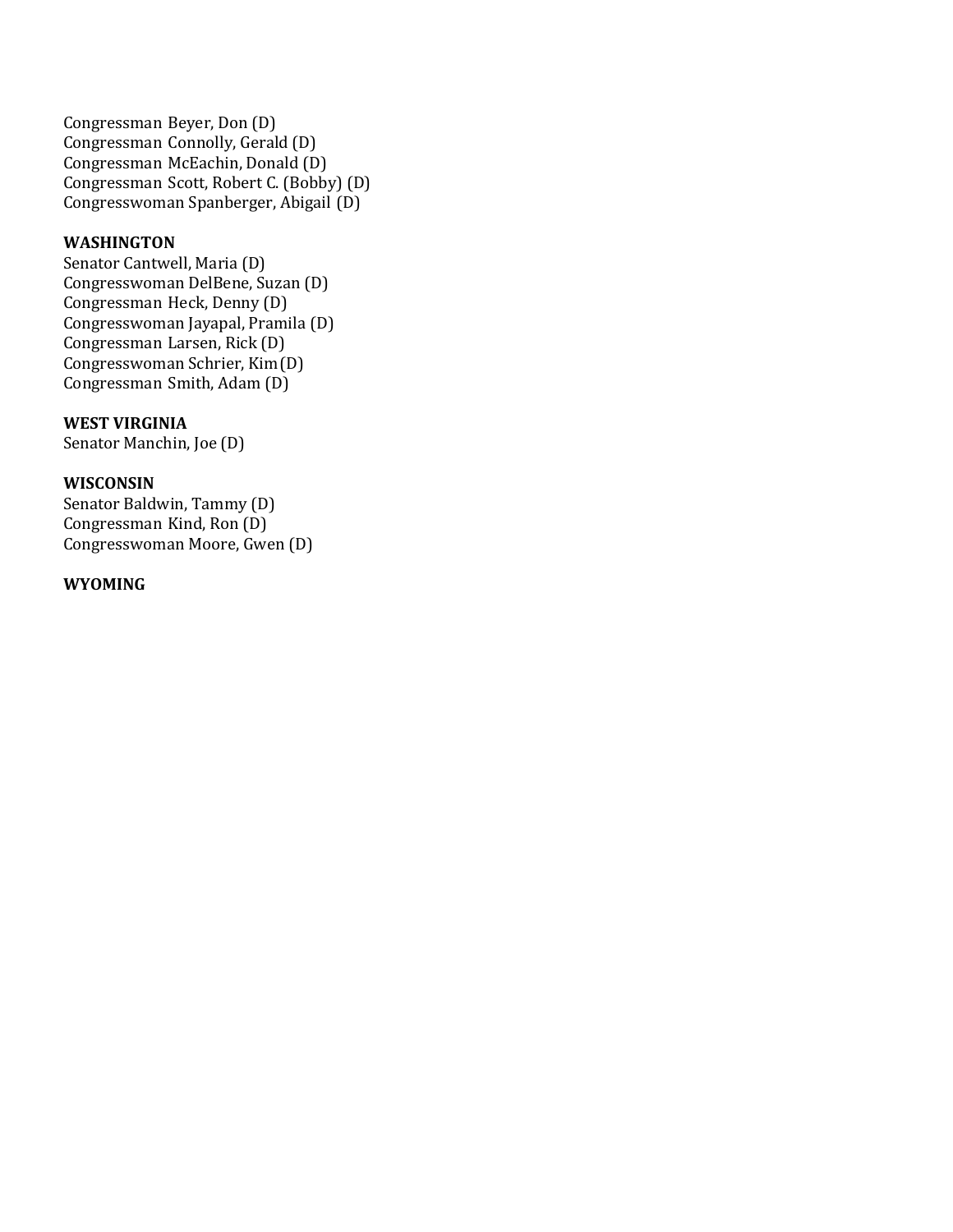Congressman Beyer, Don (D)
Congressman Connolly, Gerald (D)
Congressman McEachin, Donald (D)
Congressman Scott, Robert C. (Bobby) (D)
Congresswoman Spanberger, Abigail (D)

**WASHINGTON**
Senator Cantwell, Maria (D)
Congresswoman DelBene, Suzan (D)
Congressman Heck, Denny (D)
Congresswoman Jayapal, Pramila (D)
Congressman Larsen, Rick (D)
Congresswoman Schrier, Kim (D)
Congressman Smith, Adam (D)

**WEST VIRGINIA**
Senator Manchin, Joe (D)

**WISCONSIN**
Senator Baldwin, Tammy (D)
Congressman Kind, Ron (D)
Congresswoman Moore, Gwen (D)

**WYOMING**